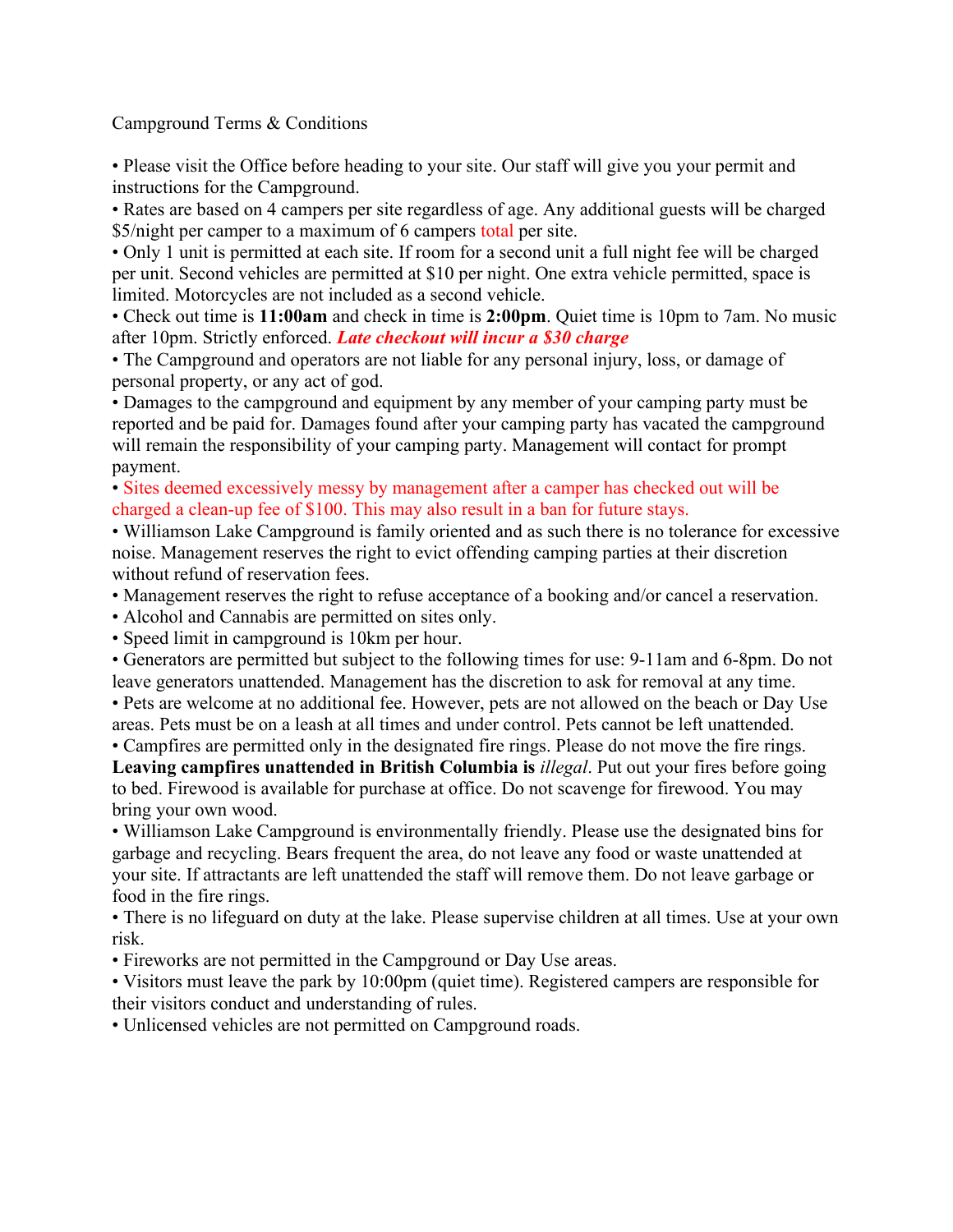Campground Terms & Conditions

- Please visit the Office before heading to your site. Our staff will give you your permit and instructions for the Campground.
- Rates are based on 4 campers per site regardless of age. Any additional guests will be charged $5/night per camper to a maximum of 6 campers total per site.
- Only 1 unit is permitted at each site. If room for a second unit a full night fee will be charged per unit. Second vehicles are permitted at $10 per night. One extra vehicle permitted, space is limited. Motorcycles are not included as a second vehicle.
- Check out time is **11:00am** and check in time is **2:00pm**. Quiet time is 10pm to 7am. No music after 10pm. Strictly enforced. ***Late checkout will incur a $30 charge***
- The Campground and operators are not liable for any personal injury, loss, or damage of personal property, or any act of god.
- Damages to the campground and equipment by any member of your camping party must be reported and be paid for. Damages found after your camping party has vacated the campground will remain the responsibility of your camping party. Management will contact for prompt payment.
- Sites deemed excessively messy by management after a camper has checked out will be charged a clean-up fee of $100. This may also result in a ban for future stays.
- Williamson Lake Campground is family oriented and as such there is no tolerance for excessive noise. Management reserves the right to evict offending camping parties at their discretion without refund of reservation fees.
- Management reserves the right to refuse acceptance of a booking and/or cancel a reservation.
- Alcohol and Cannabis are permitted on sites only.
- Speed limit in campground is 10km per hour.
- Generators are permitted but subject to the following times for use: 9-11am and 6-8pm. Do not leave generators unattended. Management has the discretion to ask for removal at any time.
- Pets are welcome at no additional fee. However, pets are not allowed on the beach or Day Use areas. Pets must be on a leash at all times and under control. Pets cannot be left unattended.
- Campfires are permitted only in the designated fire rings. Please do not move the fire rings. **Leaving campfires unattended in British Columbia is** *illegal*. Put out your fires before going to bed. Firewood is available for purchase at office. Do not scavenge for firewood. You may bring your own wood.
- Williamson Lake Campground is environmentally friendly. Please use the designated bins for garbage and recycling. Bears frequent the area, do not leave any food or waste unattended at your site. If attractants are left unattended the staff will remove them. Do not leave garbage or food in the fire rings.
- There is no lifeguard on duty at the lake. Please supervise children at all times. Use at your own risk.
- Fireworks are not permitted in the Campground or Day Use areas.
- Visitors must leave the park by 10:00pm (quiet time). Registered campers are responsible for their visitors conduct and understanding of rules.
- Unlicensed vehicles are not permitted on Campground roads.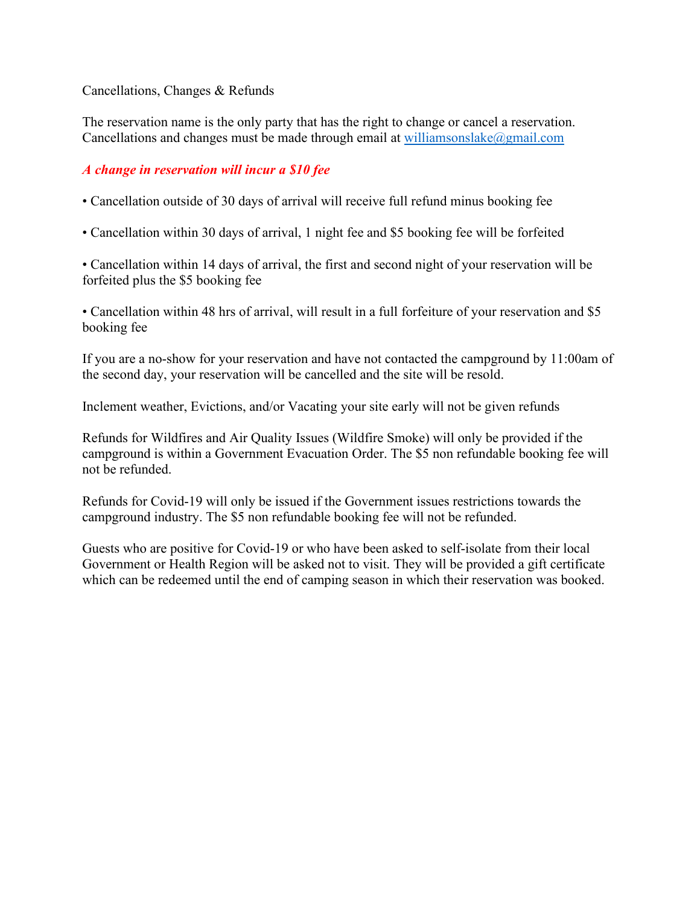Cancellations, Changes & Refunds

The reservation name is the only party that has the right to change or cancel a reservation. Cancellations and changes must be made through email at williamsonslake@gmail.com

***A change in reservation will incur a $10 fee***

- Cancellation outside of 30 days of arrival will receive full refund minus booking fee

- Cancellation within 30 days of arrival, 1 night fee and $5 booking fee will be forfeited

- Cancellation within 14 days of arrival, the first and second night of your reservation will be forfeited plus the $5 booking fee

- Cancellation within 48 hrs of arrival, will result in a full forfeiture of your reservation and $5 booking fee

If you are a no-show for your reservation and have not contacted the campground by 11:00am of the second day, your reservation will be cancelled and the site will be resold.

Inclement weather, Evictions, and/or Vacating your site early will not be given refunds

Refunds for Wildfires and Air Quality Issues (Wildfire Smoke) will only be provided if the campground is within a Government Evacuation Order. The $5 non refundable booking fee will not be refunded.

Refunds for Covid-19 will only be issued if the Government issues restrictions towards the campground industry. The $5 non refundable booking fee will not be refunded.

Guests who are positive for Covid-19 or who have been asked to self-isolate from their local Government or Health Region will be asked not to visit. They will be provided a gift certificate which can be redeemed until the end of camping season in which their reservation was booked.